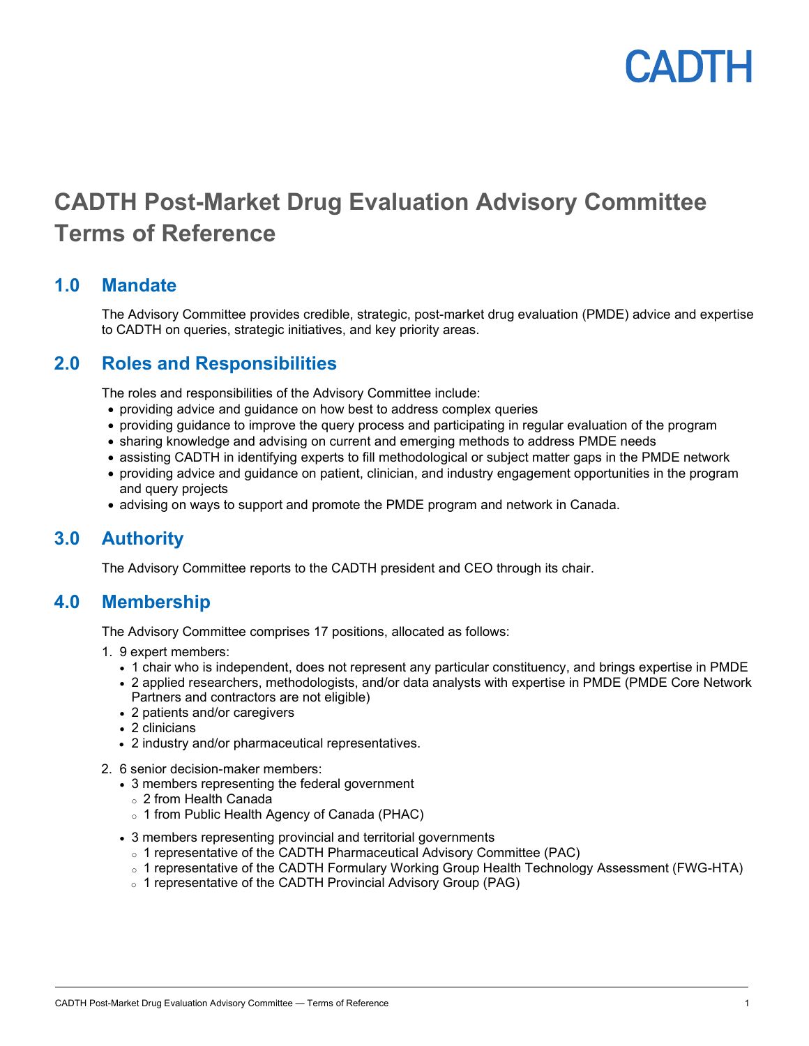CADTH

# CADTH Post-Market Drug Evaluation Advisory Committee Terms of Reference

## 1.0 Mandate

The Advisory Committee provides credible, strategic, post-market drug evaluation (PMDE) advice and expertise to CADTH on queries, strategic initiatives, and key priority areas.

## 2.0 Roles and Responsibilities

The roles and responsibilities of the Advisory Committee include:

- providing advice and guidance on how best to address complex queries
- providing guidance to improve the query process and participating in regular evaluation of the program
- sharing knowledge and advising on current and emerging methods to address PMDE needs
- assisting CADTH in identifying experts to fill methodological or subject matter gaps in the PMDE network
- providing advice and guidance on patient, clinician, and industry engagement opportunities in the program and query projects
- advising on ways to support and promote the PMDE program and network in Canada.

## 3.0 Authority

The Advisory Committee reports to the CADTH president and CEO through its chair.

## 4.0 Membership

The Advisory Committee comprises 17 positions, allocated as follows:

1. 9 expert members:
    - 1 chair who is independent, does not represent any particular constituency, and brings expertise in PMDE
    - 2 applied researchers, methodologists, and/or data analysts with expertise in PMDE (PMDE Core Network Partners and contractors are not eligible)
    - 2 patients and/or caregivers
    - 2 clinicians
    - 2 industry and/or pharmaceutical representatives.

2. 6 senior decision-maker members:
    - 3 members representing the federal government
        - 2 from Health Canada
        - 1 from Public Health Agency of Canada (PHAC)
    - 3 members representing provincial and territorial governments
        - 1 representative of the CADTH Pharmaceutical Advisory Committee (PAC)
        - 1 representative of the CADTH Formulary Working Group Health Technology Assessment (FWG-HTA)
        - 1 representative of the CADTH Provincial Advisory Group (PAG)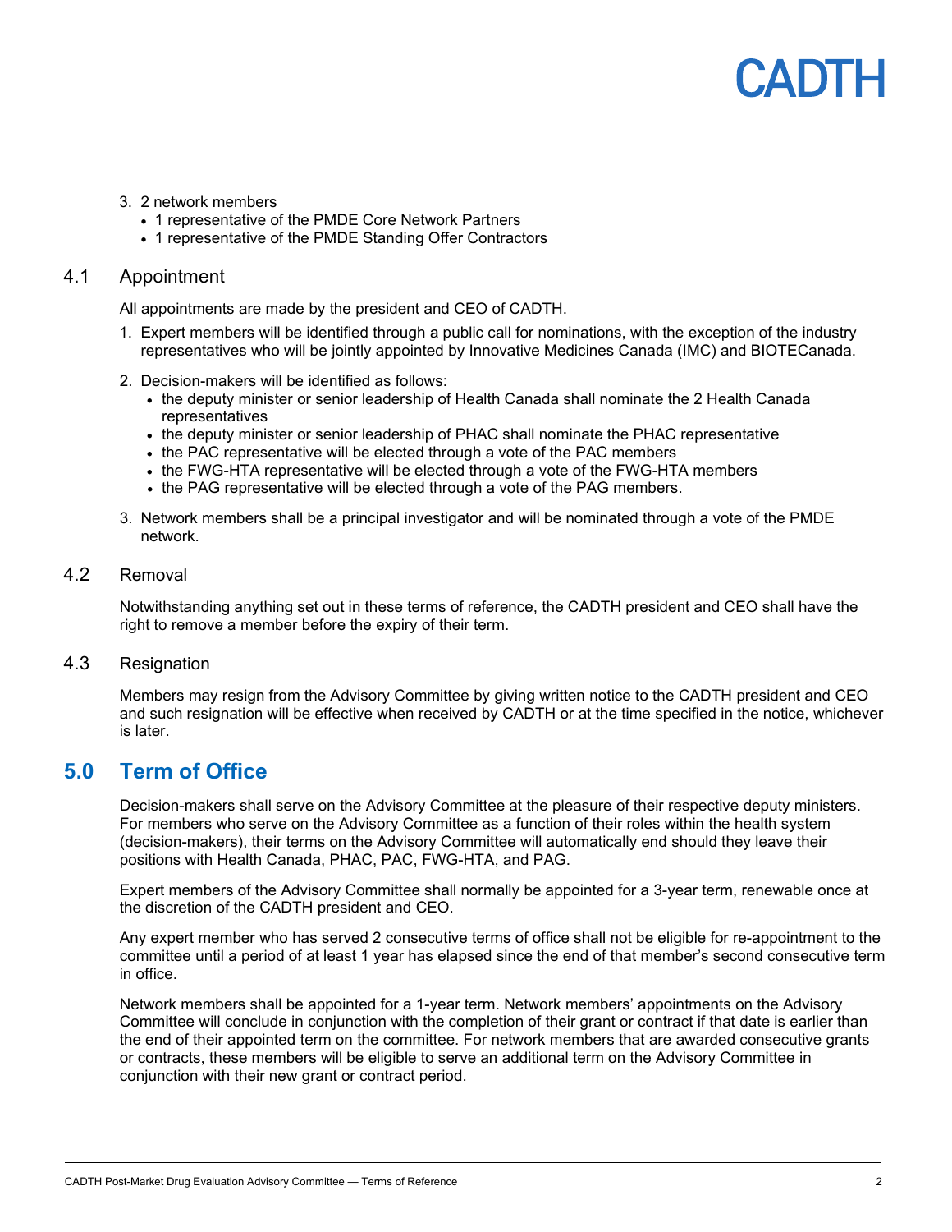3. 2 network members
    - 1 representative of the PMDE Core Network Partners
    - 1 representative of the PMDE Standing Offer Contractors

### 4.1 Appointment

All appointments are made by the president and CEO of CADTH.

1. Expert members will be identified through a public call for nominations, with the exception of the industry representatives who will be jointly appointed by Innovative Medicines Canada (IMC) and BIOTECanada.
2. Decision-makers will be identified as follows:
    - the deputy minister or senior leadership of Health Canada shall nominate the 2 Health Canada representatives
    - the deputy minister or senior leadership of PHAC shall nominate the PHAC representative
    - the PAC representative will be elected through a vote of the PAC members
    - the FWG-HTA representative will be elected through a vote of the FWG-HTA members
    - the PAG representative will be elected through a vote of the PAG members.
3. Network members shall be a principal investigator and will be nominated through a vote of the PMDE network.

### 4.2 Removal

Notwithstanding anything set out in these terms of reference, the CADTH president and CEO shall have the right to remove a member before the expiry of their term.

### 4.3 Resignation

Members may resign from the Advisory Committee by giving written notice to the CADTH president and CEO and such resignation will be effective when received by CADTH or at the time specified in the notice, whichever is later.

## 5.0 Term of Office

Decision-makers shall serve on the Advisory Committee at the pleasure of their respective deputy ministers. For members who serve on the Advisory Committee as a function of their roles within the health system (decision-makers), their terms on the Advisory Committee will automatically end should they leave their positions with Health Canada, PHAC, PAC, FWG-HTA, and PAG.

Expert members of the Advisory Committee shall normally be appointed for a 3-year term, renewable once at the discretion of the CADTH president and CEO.

Any expert member who has served 2 consecutive terms of office shall not be eligible for re-appointment to the committee until a period of at least 1 year has elapsed since the end of that member's second consecutive term in office.

Network members shall be appointed for a 1-year term. Network members' appointments on the Advisory Committee will conclude in conjunction with the completion of their grant or contract if that date is earlier than the end of their appointed term on the committee. For network members that are awarded consecutive grants or contracts, these members will be eligible to serve an additional term on the Advisory Committee in conjunction with their new grant or contract period.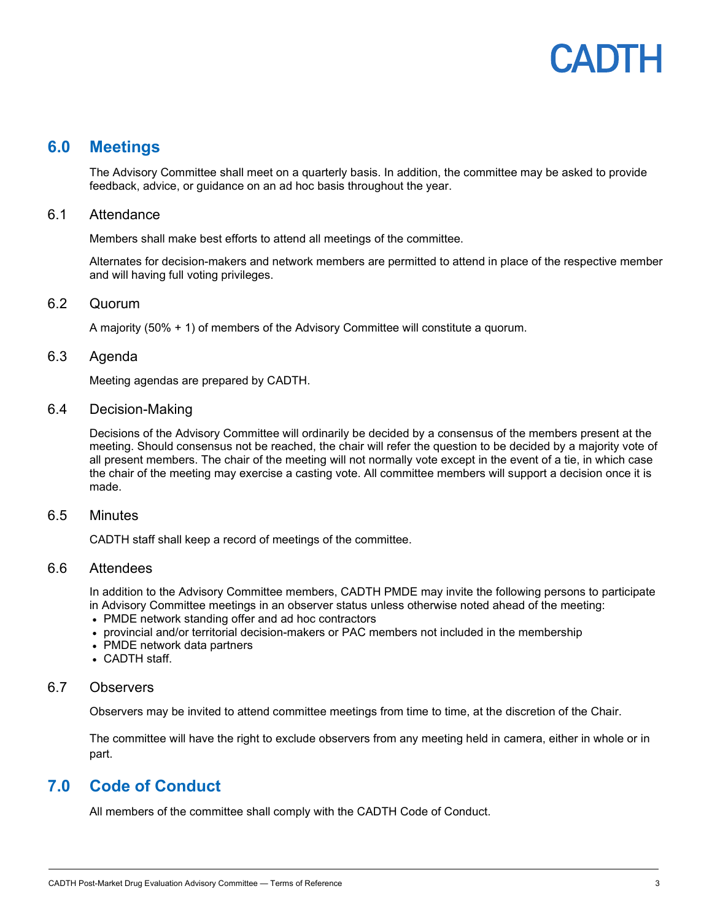## 6.0 Meetings

The Advisory Committee shall meet on a quarterly basis. In addition, the committee may be asked to provide feedback, advice, or guidance on an ad hoc basis throughout the year.

### 6.1 Attendance

Members shall make best efforts to attend all meetings of the committee.

Alternates for decision-makers and network members are permitted to attend in place of the respective member and will having full voting privileges.

### 6.2 Quorum

A majority (50% + 1) of members of the Advisory Committee will constitute a quorum.

### 6.3 Agenda

Meeting agendas are prepared by CADTH.

### 6.4 Decision-Making

Decisions of the Advisory Committee will ordinarily be decided by a consensus of the members present at the meeting. Should consensus not be reached, the chair will refer the question to be decided by a majority vote of all present members. The chair of the meeting will not normally vote except in the event of a tie, in which case the chair of the meeting may exercise a casting vote. All committee members will support a decision once it is made.

### 6.5 Minutes

CADTH staff shall keep a record of meetings of the committee.

### 6.6 Attendees

In addition to the Advisory Committee members, CADTH PMDE may invite the following persons to participate in Advisory Committee meetings in an observer status unless otherwise noted ahead of the meeting:

- PMDE network standing offer and ad hoc contractors
- provincial and/or territorial decision-makers or PAC members not included in the membership
- PMDE network data partners
- CADTH staff.

### 6.7 Observers

Observers may be invited to attend committee meetings from time to time, at the discretion of the Chair.

The committee will have the right to exclude observers from any meeting held in camera, either in whole or in part.

## 7.0 Code of Conduct

All members of the committee shall comply with the CADTH Code of Conduct.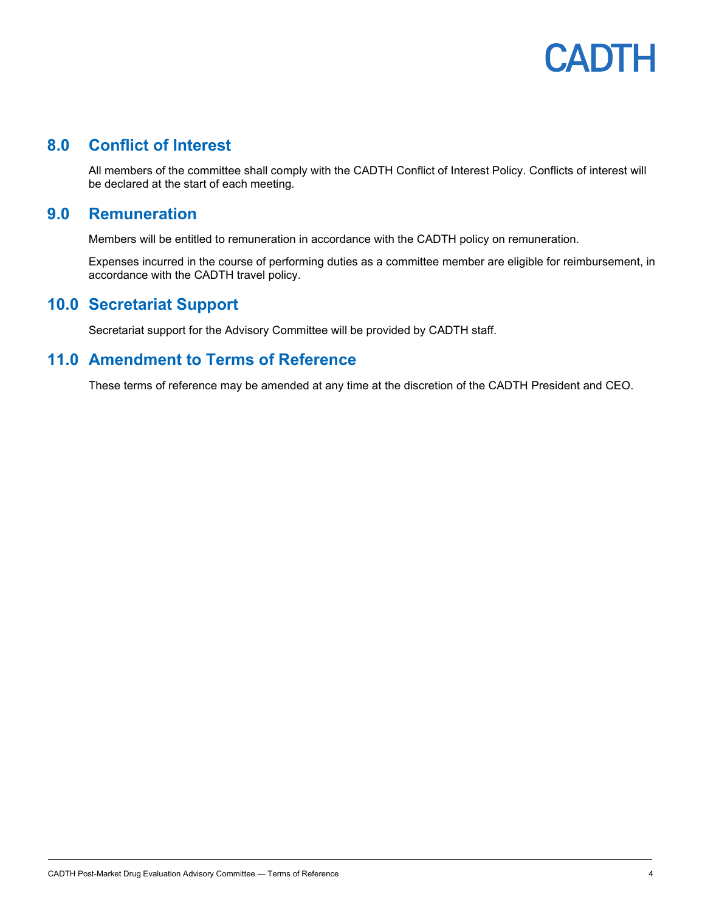## 8.0 Conflict of Interest

All members of the committee shall comply with the CADTH Conflict of Interest Policy. Conflicts of interest will be declared at the start of each meeting.

## 9.0 Remuneration

Members will be entitled to remuneration in accordance with the CADTH policy on remuneration.

Expenses incurred in the course of performing duties as a committee member are eligible for reimbursement, in accordance with the CADTH travel policy.

## 10.0 Secretariat Support

Secretariat support for the Advisory Committee will be provided by CADTH staff.

## 11.0 Amendment to Terms of Reference

These terms of reference may be amended at any time at the discretion of the CADTH President and CEO.